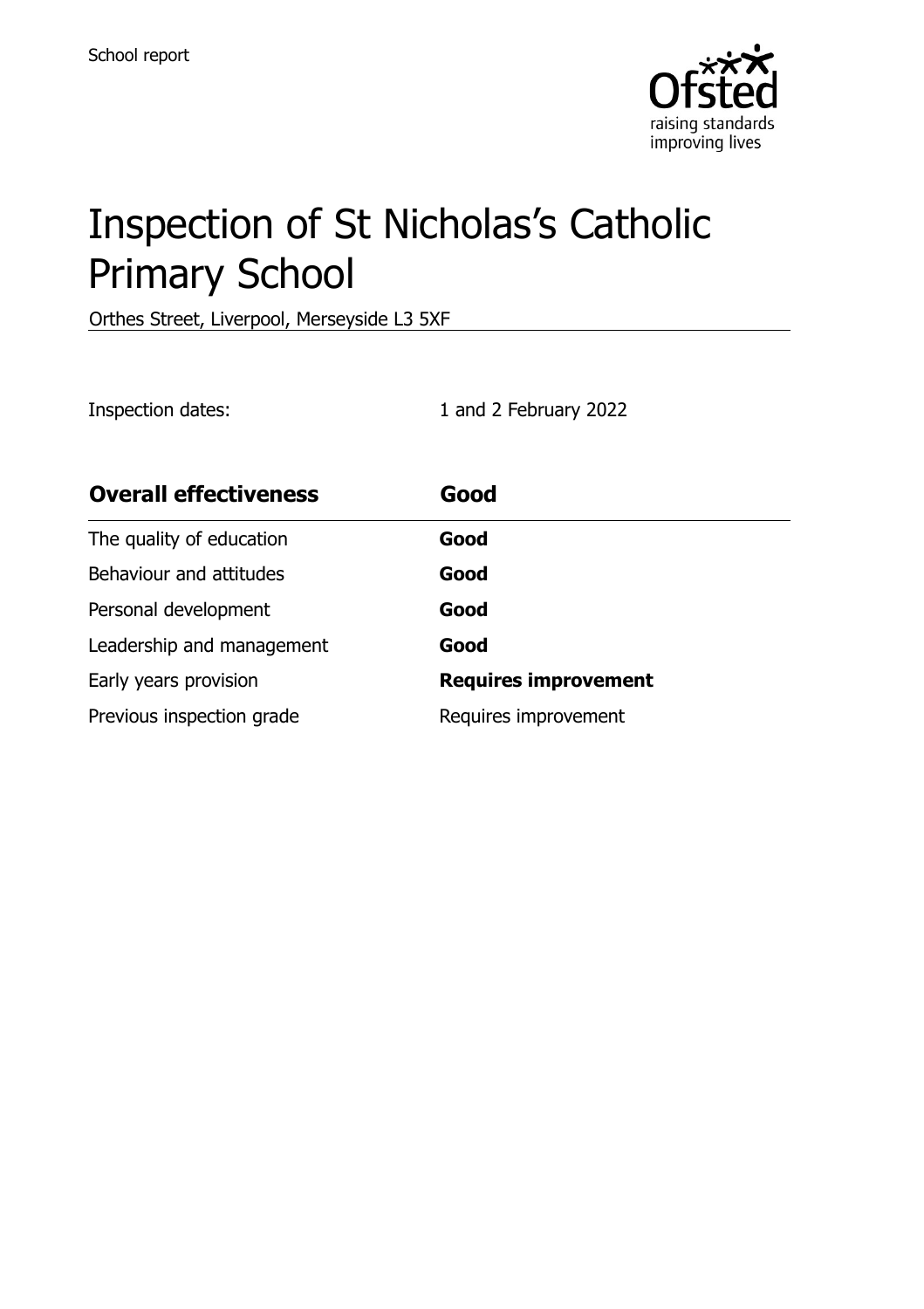School report

# Inspection of St Nicholas's Catholic Primary School

Orthes Street, Liverpool, Merseyside L3 5XF

Inspection dates: 1 and 2 February 2022

| **Overall effectiveness** | **Good** |
| --- | --- |
| The quality of education | **Good** |
| Behaviour and attitudes | **Good** |
| Personal development | **Good** |
| Leadership and management | **Good** |
| Early years provision | **Requires improvement** |
| Previous inspection grade | Requires improvement |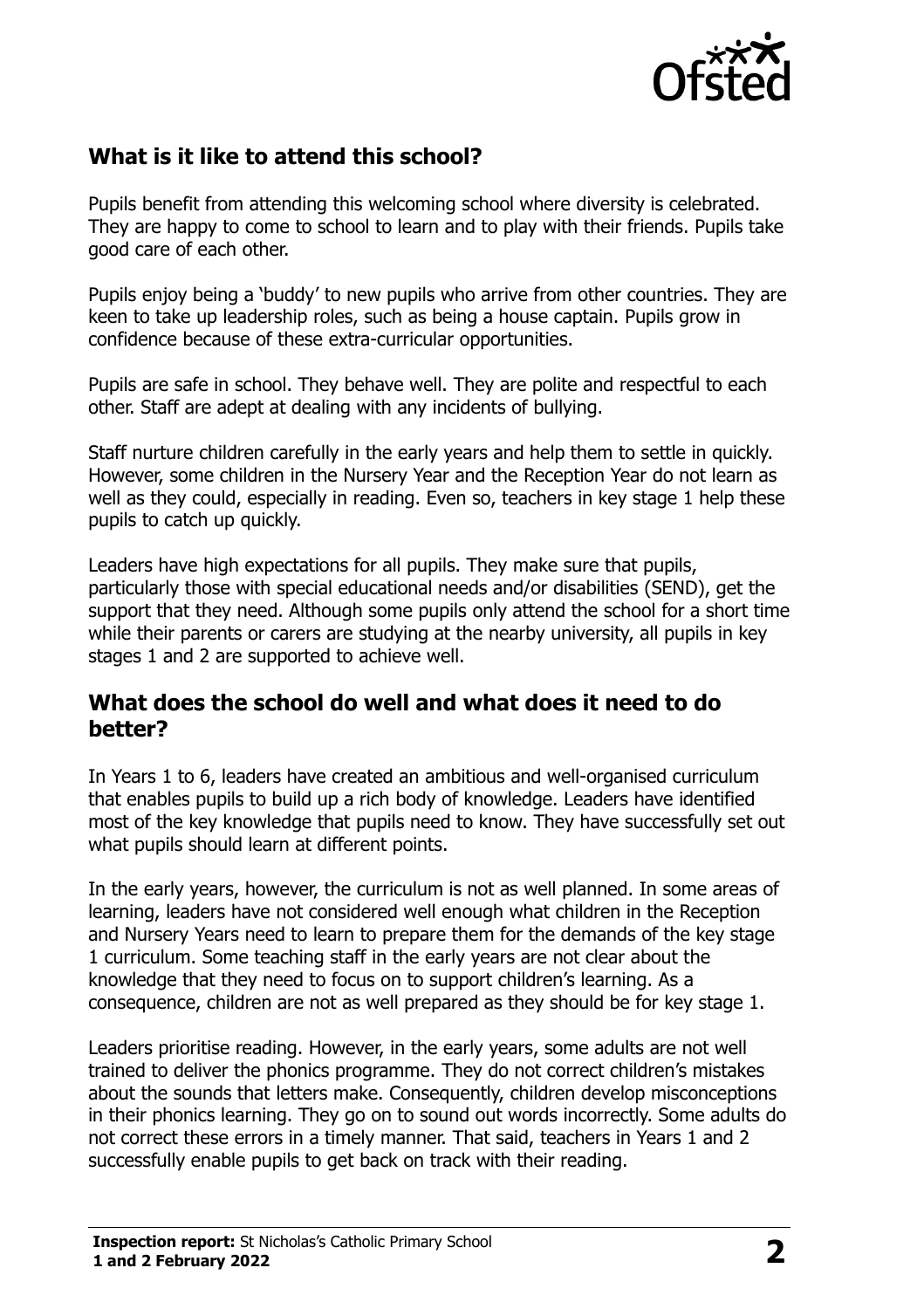## What is it like to attend this school?

Pupils benefit from attending this welcoming school where diversity is celebrated. They are happy to come to school to learn and to play with their friends. Pupils take good care of each other.

Pupils enjoy being a 'buddy' to new pupils who arrive from other countries. They are keen to take up leadership roles, such as being a house captain. Pupils grow in confidence because of these extra-curricular opportunities.

Pupils are safe in school. They behave well. They are polite and respectful to each other. Staff are adept at dealing with any incidents of bullying.

Staff nurture children carefully in the early years and help them to settle in quickly. However, some children in the Nursery Year and the Reception Year do not learn as well as they could, especially in reading. Even so, teachers in key stage 1 help these pupils to catch up quickly.

Leaders have high expectations for all pupils. They make sure that pupils, particularly those with special educational needs and/or disabilities (SEND), get the support that they need. Although some pupils only attend the school for a short time while their parents or carers are studying at the nearby university, all pupils in key stages 1 and 2 are supported to achieve well.

## What does the school do well and what does it need to do better?

In Years 1 to 6, leaders have created an ambitious and well-organised curriculum that enables pupils to build up a rich body of knowledge. Leaders have identified most of the key knowledge that pupils need to know. They have successfully set out what pupils should learn at different points.

In the early years, however, the curriculum is not as well planned. In some areas of learning, leaders have not considered well enough what children in the Reception and Nursery Years need to learn to prepare them for the demands of the key stage 1 curriculum. Some teaching staff in the early years are not clear about the knowledge that they need to focus on to support children's learning. As a consequence, children are not as well prepared as they should be for key stage 1.

Leaders prioritise reading. However, in the early years, some adults are not well trained to deliver the phonics programme. They do not correct children's mistakes about the sounds that letters make. Consequently, children develop misconceptions in their phonics learning. They go on to sound out words incorrectly. Some adults do not correct these errors in a timely manner. That said, teachers in Years 1 and 2 successfully enable pupils to get back on track with their reading.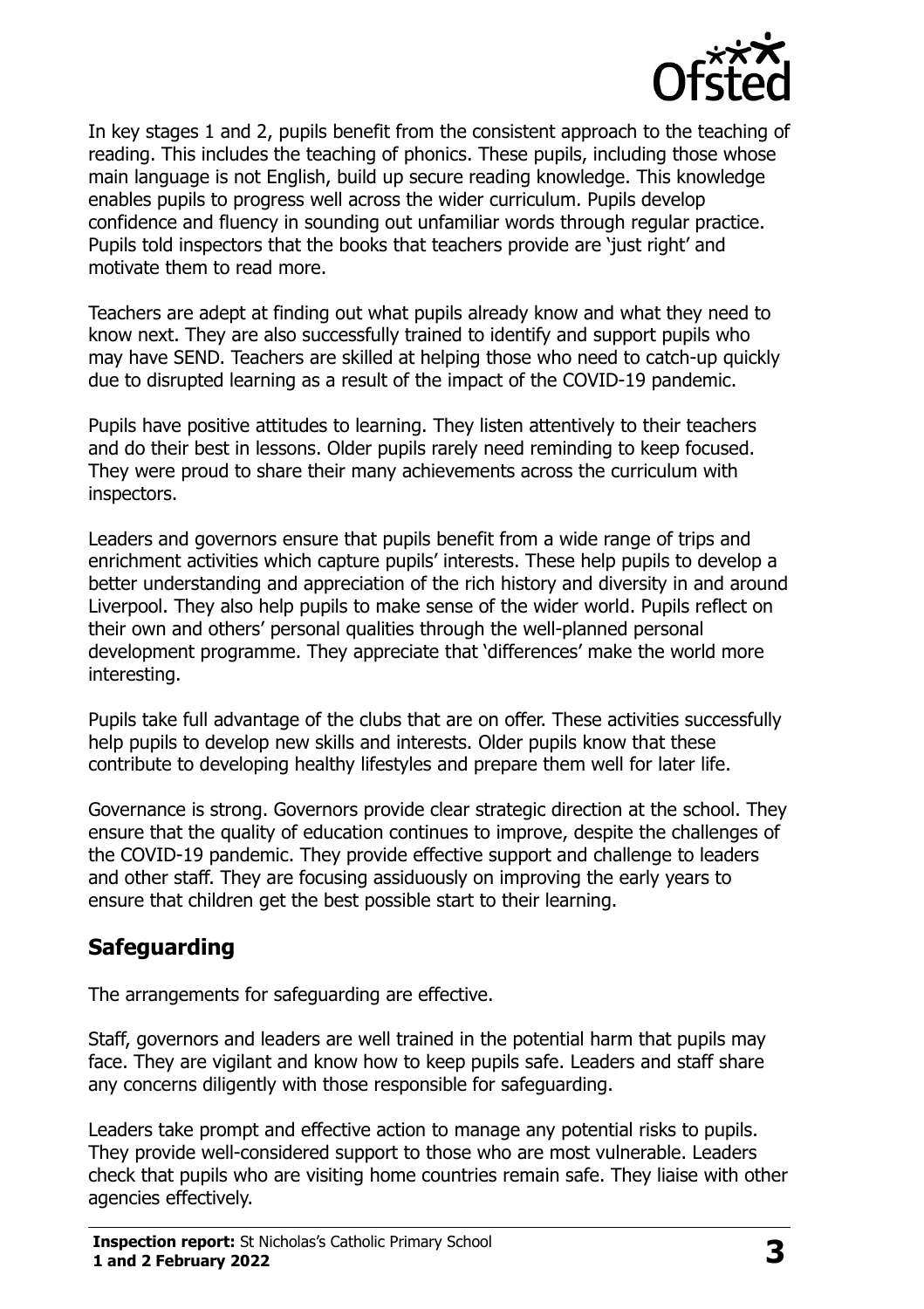In key stages 1 and 2, pupils benefit from the consistent approach to the teaching of reading. This includes the teaching of phonics. These pupils, including those whose main language is not English, build up secure reading knowledge. This knowledge enables pupils to progress well across the wider curriculum. Pupils develop confidence and fluency in sounding out unfamiliar words through regular practice. Pupils told inspectors that the books that teachers provide are 'just right' and motivate them to read more.

Teachers are adept at finding out what pupils already know and what they need to know next. They are also successfully trained to identify and support pupils who may have SEND. Teachers are skilled at helping those who need to catch-up quickly due to disrupted learning as a result of the impact of the COVID-19 pandemic.

Pupils have positive attitudes to learning. They listen attentively to their teachers and do their best in lessons. Older pupils rarely need reminding to keep focused. They were proud to share their many achievements across the curriculum with inspectors.

Leaders and governors ensure that pupils benefit from a wide range of trips and enrichment activities which capture pupils' interests. These help pupils to develop a better understanding and appreciation of the rich history and diversity in and around Liverpool. They also help pupils to make sense of the wider world. Pupils reflect on their own and others' personal qualities through the well-planned personal development programme. They appreciate that 'differences' make the world more interesting.

Pupils take full advantage of the clubs that are on offer. These activities successfully help pupils to develop new skills and interests. Older pupils know that these contribute to developing healthy lifestyles and prepare them well for later life.

Governance is strong. Governors provide clear strategic direction at the school. They ensure that the quality of education continues to improve, despite the challenges of the COVID-19 pandemic. They provide effective support and challenge to leaders and other staff. They are focusing assiduously on improving the early years to ensure that children get the best possible start to their learning.

## Safeguarding

The arrangements for safeguarding are effective.

Staff, governors and leaders are well trained in the potential harm that pupils may face. They are vigilant and know how to keep pupils safe. Leaders and staff share any concerns diligently with those responsible for safeguarding.

Leaders take prompt and effective action to manage any potential risks to pupils. They provide well-considered support to those who are most vulnerable. Leaders check that pupils who are visiting home countries remain safe. They liaise with other agencies effectively.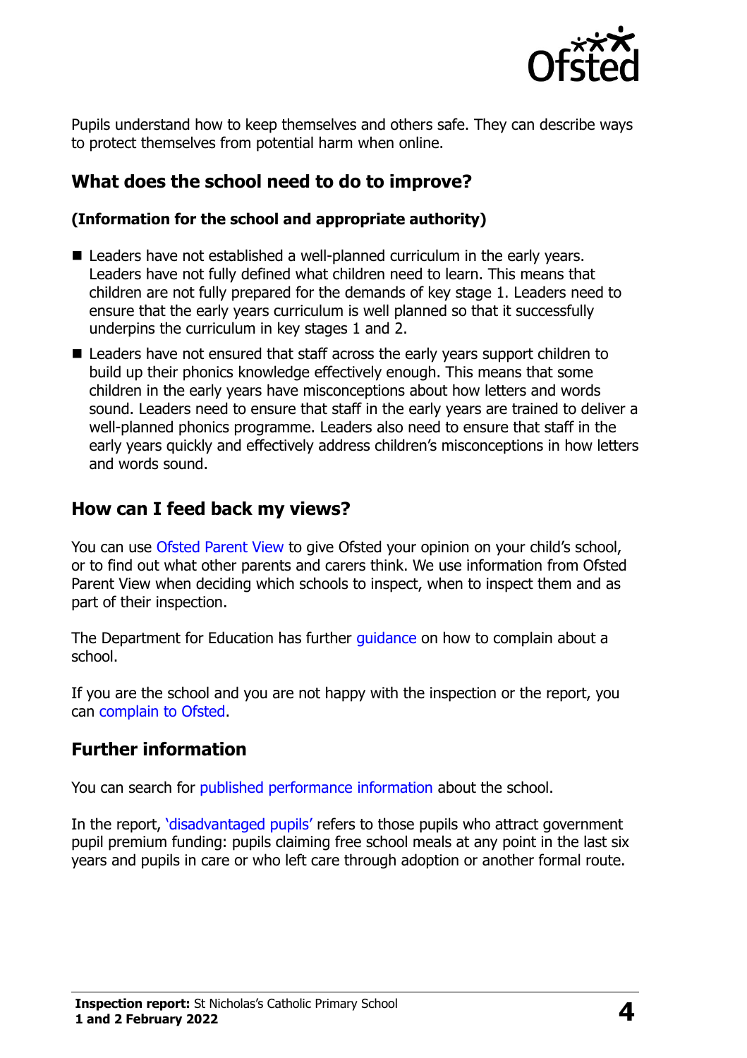Pupils understand how to keep themselves and others safe. They can describe ways to protect themselves from potential harm when online.

## What does the school need to do to improve?

**(Information for the school and appropriate authority)**

- Leaders have not established a well-planned curriculum in the early years. Leaders have not fully defined what children need to learn. This means that children are not fully prepared for the demands of key stage 1. Leaders need to ensure that the early years curriculum is well planned so that it successfully underpins the curriculum in key stages 1 and 2.
- Leaders have not ensured that staff across the early years support children to build up their phonics knowledge effectively enough. This means that some children in the early years have misconceptions about how letters and words sound. Leaders need to ensure that staff in the early years are trained to deliver a well-planned phonics programme. Leaders also need to ensure that staff in the early years quickly and effectively address children's misconceptions in how letters and words sound.

## How can I feed back my views?

You can use Ofsted Parent View to give Ofsted your opinion on your child's school, or to find out what other parents and carers think. We use information from Ofsted Parent View when deciding which schools to inspect, when to inspect them and as part of their inspection.

The Department for Education has further guidance on how to complain about a school.

If you are the school and you are not happy with the inspection or the report, you can complain to Ofsted.

## Further information

You can search for published performance information about the school.

In the report, 'disadvantaged pupils' refers to those pupils who attract government pupil premium funding: pupils claiming free school meals at any point in the last six years and pupils in care or who left care through adoption or another formal route.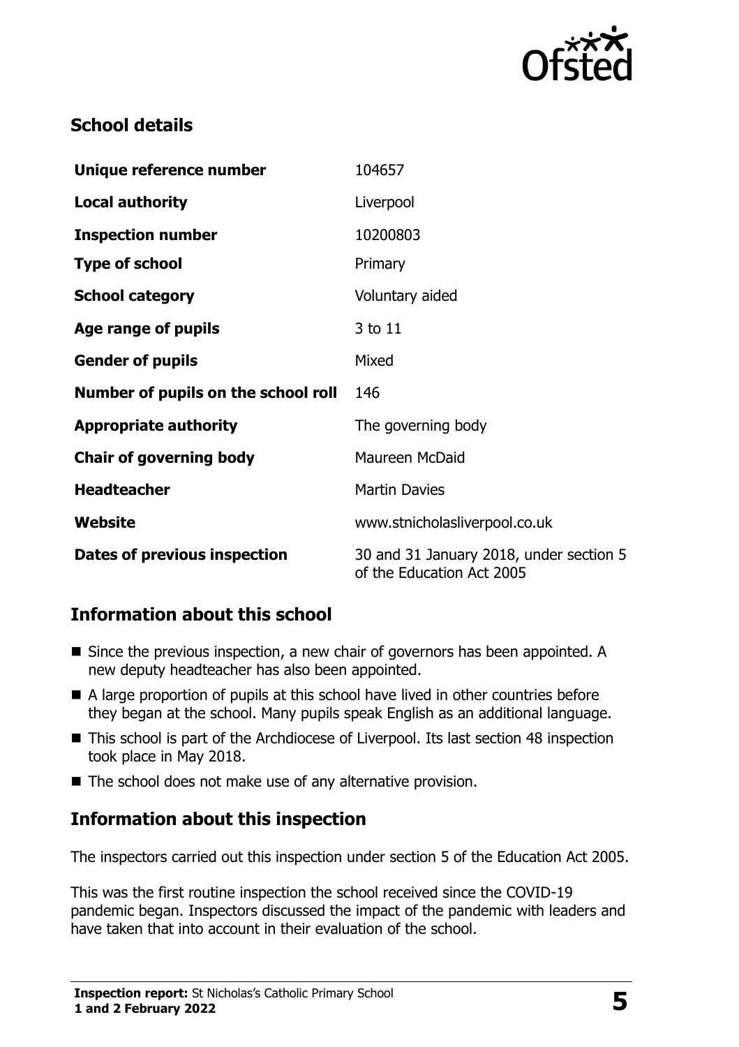## School details

| Unique reference number | 104657 |
| --- | --- |
| **Local authority** | Liverpool |
| **Inspection number** | 10200803 |
| **Type of school** | Primary |
| **School category** | Voluntary aided |
| **Age range of pupils** | 3 to 11 |
| **Gender of pupils** | Mixed |
| **Number of pupils on the school roll** | 146 |
| **Appropriate authority** | The governing body |
| **Chair of governing body** | Maureen McDaid |
| **Headteacher** | Martin Davies |
| **Website** | www.stnicholasliverpool.co.uk |
| **Dates of previous inspection** | 30 and 31 January 2018, under section 5 of the Education Act 2005 |

## Information about this school

- Since the previous inspection, a new chair of governors has been appointed. A new deputy headteacher has also been appointed.
- A large proportion of pupils at this school have lived in other countries before they began at the school. Many pupils speak English as an additional language.
- This school is part of the Archdiocese of Liverpool. Its last section 48 inspection took place in May 2018.
- The school does not make use of any alternative provision.

## Information about this inspection

The inspectors carried out this inspection under section 5 of the Education Act 2005.

This was the first routine inspection the school received since the COVID-19 pandemic began. Inspectors discussed the impact of the pandemic with leaders and have taken that into account in their evaluation of the school.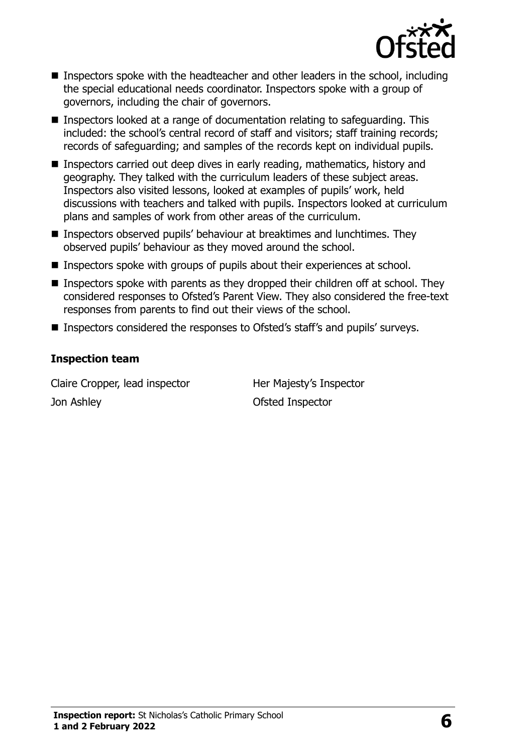- Inspectors spoke with the headteacher and other leaders in the school, including the special educational needs coordinator. Inspectors spoke with a group of governors, including the chair of governors.
- Inspectors looked at a range of documentation relating to safeguarding. This included: the school's central record of staff and visitors; staff training records; records of safeguarding; and samples of the records kept on individual pupils.
- Inspectors carried out deep dives in early reading, mathematics, history and geography. They talked with the curriculum leaders of these subject areas. Inspectors also visited lessons, looked at examples of pupils' work, held discussions with teachers and talked with pupils. Inspectors looked at curriculum plans and samples of work from other areas of the curriculum.
- Inspectors observed pupils' behaviour at breaktimes and lunchtimes. They observed pupils' behaviour as they moved around the school.
- Inspectors spoke with groups of pupils about their experiences at school.
- Inspectors spoke with parents as they dropped their children off at school. They considered responses to Ofsted's Parent View. They also considered the free-text responses from parents to find out their views of the school.
- Inspectors considered the responses to Ofsted's staff's and pupils' surveys.

### Inspection team

| | |
|---|---|
| Claire Cropper, lead inspector | Her Majesty's Inspector |
| Jon Ashley | Ofsted Inspector |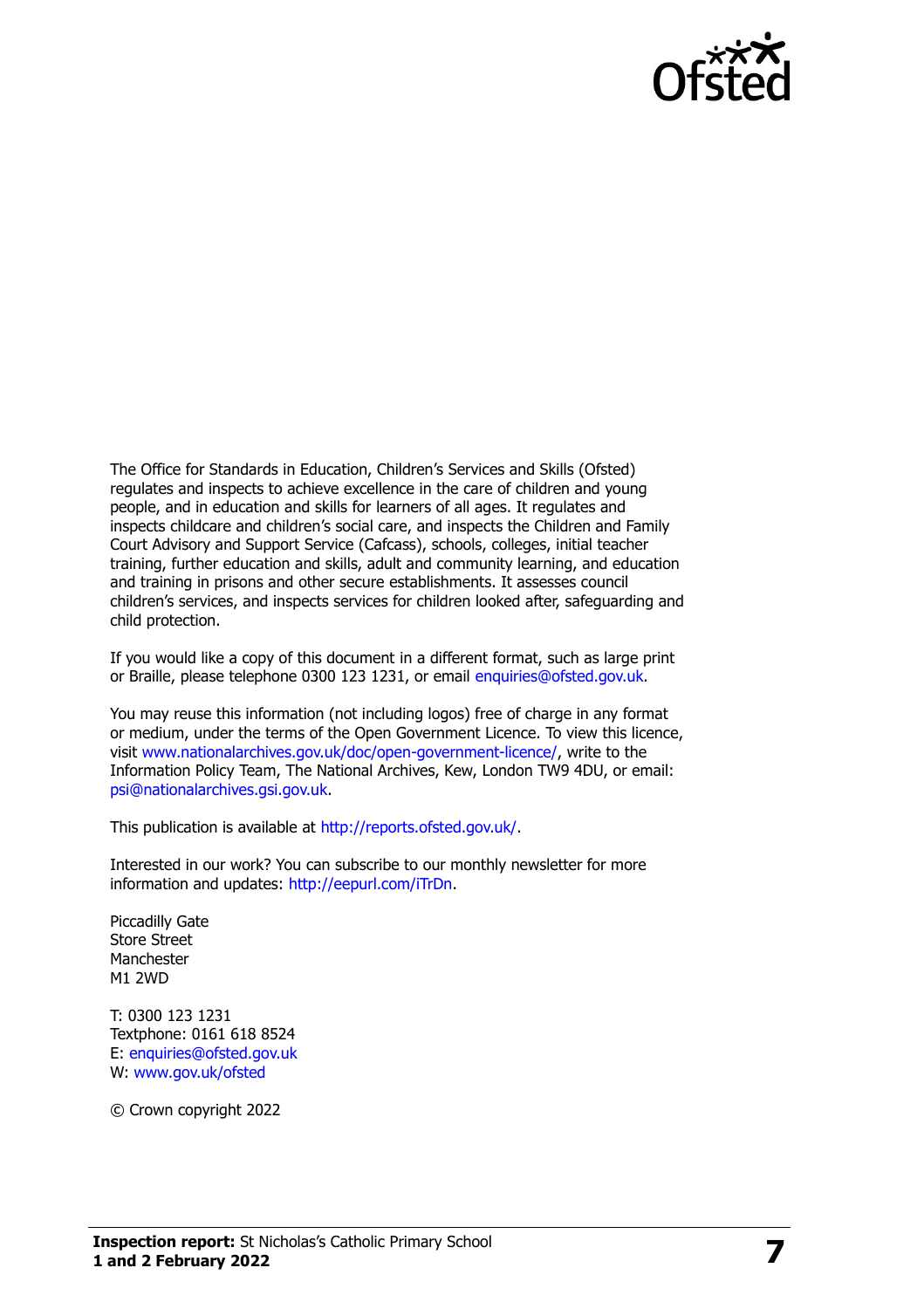The Office for Standards in Education, Children's Services and Skills (Ofsted) regulates and inspects to achieve excellence in the care of children and young people, and in education and skills for learners of all ages. It regulates and inspects childcare and children's social care, and inspects the Children and Family Court Advisory and Support Service (Cafcass), schools, colleges, initial teacher training, further education and skills, adult and community learning, and education and training in prisons and other secure establishments. It assesses council children's services, and inspects services for children looked after, safeguarding and child protection.

If you would like a copy of this document in a different format, such as large print or Braille, please telephone 0300 123 1231, or email enquiries@ofsted.gov.uk.

You may reuse this information (not including logos) free of charge in any format or medium, under the terms of the Open Government Licence. To view this licence, visit www.nationalarchives.gov.uk/doc/open-government-licence/, write to the Information Policy Team, The National Archives, Kew, London TW9 4DU, or email: psi@nationalarchives.gsi.gov.uk.

This publication is available at http://reports.ofsted.gov.uk/.

Interested in our work? You can subscribe to our monthly newsletter for more information and updates: http://eepurl.com/iTrDn.

Piccadilly Gate  
Store Street  
Manchester  
M1 2WD

T: 0300 123 1231  
Textphone: 0161 618 8524  
E: enquiries@ofsted.gov.uk  
W: www.gov.uk/ofsted

© Crown copyright 2022